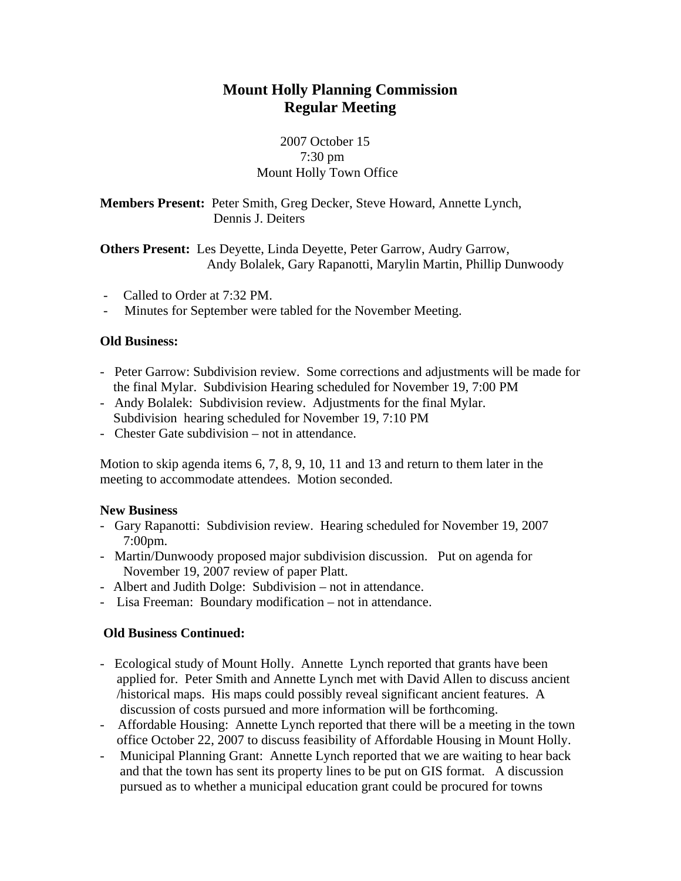# Mount Holly Planning Commission
# Regular Meeting

2007 October 15
7:30 pm
Mount Holly Town Office

**Members Present:** Peter Smith, Greg Decker, Steve Howard, Annette Lynch, Dennis J. Deiters

**Others Present:** Les Deyette, Linda Deyette, Peter Garrow, Audry Garrow, Andy Bolalek, Gary Rapanotti, Marylin Martin, Phillip Dunwoody

- Called to Order at 7:32 PM.
- Minutes for September were tabled for the November Meeting.

**Old Business:**

- Peter Garrow: Subdivision review. Some corrections and adjustments will be made for the final Mylar. Subdivision Hearing scheduled for November 19, 7:00 PM
- Andy Bolalek: Subdivision review. Adjustments for the final Mylar. Subdivision hearing scheduled for November 19, 7:10 PM
- Chester Gate subdivision – not in attendance.

Motion to skip agenda items 6, 7, 8, 9, 10, 11 and 13 and return to them later in the meeting to accommodate attendees. Motion seconded.

**New Business**

- Gary Rapanotti: Subdivision review. Hearing scheduled for November 19, 2007 7:00pm.
- Martin/Dunwoody proposed major subdivision discussion. Put on agenda for November 19, 2007 review of paper Platt.
- Albert and Judith Dolge: Subdivision – not in attendance.
- Lisa Freeman: Boundary modification – not in attendance.

**Old Business Continued:**

- Ecological study of Mount Holly. Annette Lynch reported that grants have been applied for. Peter Smith and Annette Lynch met with David Allen to discuss ancient /historical maps. His maps could possibly reveal significant ancient features. A discussion of costs pursued and more information will be forthcoming.
- Affordable Housing: Annette Lynch reported that there will be a meeting in the town office October 22, 2007 to discuss feasibility of Affordable Housing in Mount Holly.
- Municipal Planning Grant: Annette Lynch reported that we are waiting to hear back and that the town has sent its property lines to be put on GIS format. A discussion pursued as to whether a municipal education grant could be procured for towns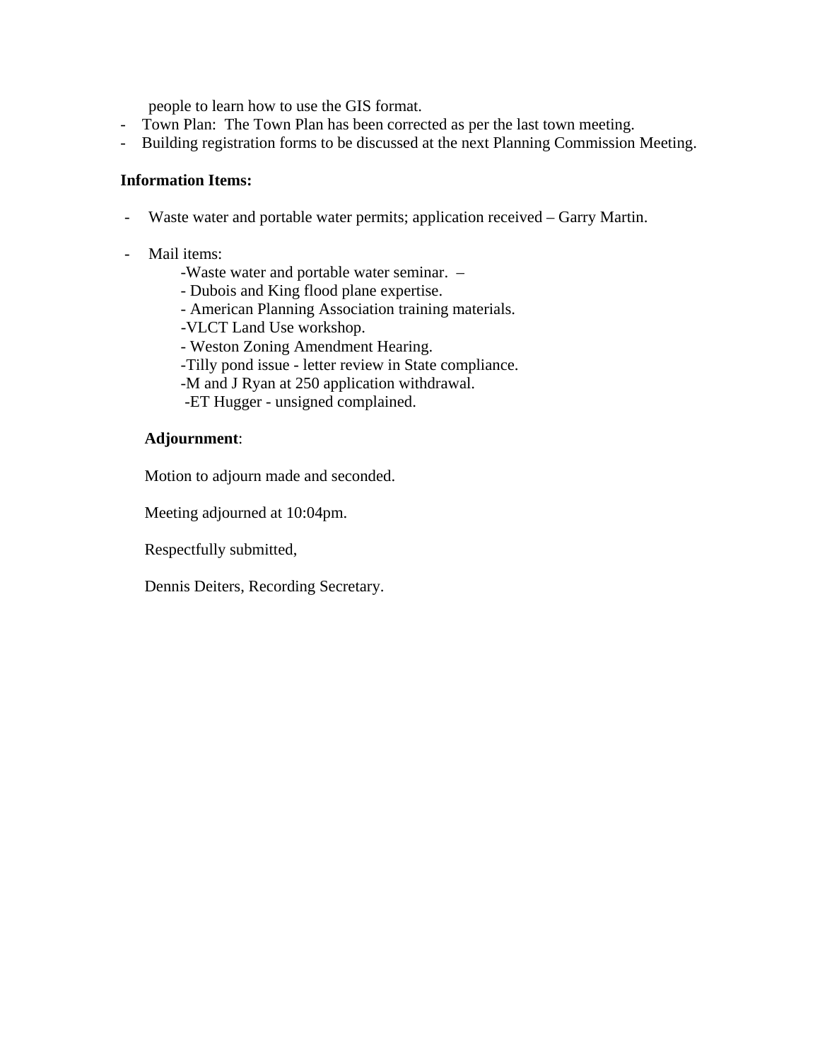people to learn how to use the GIS format.

- Town Plan: The Town Plan has been corrected as per the last town meeting.
- Building registration forms to be discussed at the next Planning Commission Meeting.

**Information Items:**

- Waste water and portable water permits; application received – Garry Martin.

- Mail items:
  - -Waste water and portable water seminar. –
  - - Dubois and King flood plane expertise.
  - - American Planning Association training materials.
  - -VLCT Land Use workshop.
  - - Weston Zoning Amendment Hearing.
  - -Tilly pond issue - letter review in State compliance.
  - -M and J Ryan at 250 application withdrawal.
  - -ET Hugger - unsigned complained.

**Adjournment**:

Motion to adjourn made and seconded.

Meeting adjourned at 10:04pm.

Respectfully submitted,

Dennis Deiters, Recording Secretary.